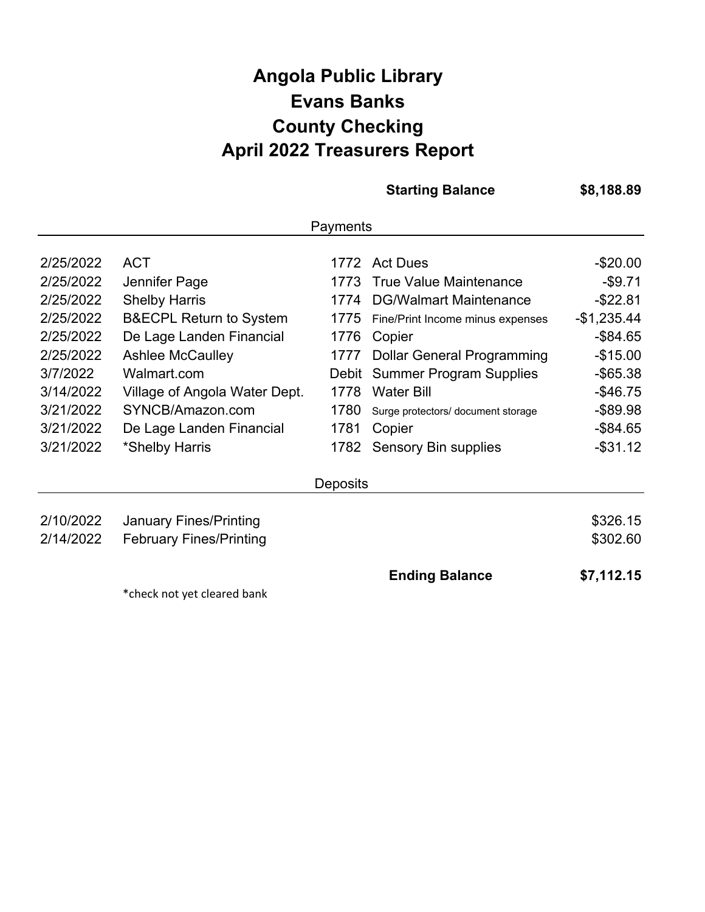# Angola Public Library
# Evans Banks
# County Checking
# April 2022 Treasurers Report

| | | | **Starting Balance** | **$8,188.89** |
|---|---|---|---|---|
| **Payments** | | | | |
| 2/25/2022 | ACT | 1772 | Act Dues | -$20.00 |
| 2/25/2022 | Jennifer Page | 1773 | True Value Maintenance | -$9.71 |
| 2/25/2022 | Shelby Harris | 1774 | DG/Walmart Maintenance | -$22.81 |
| 2/25/2022 | B&ECPL Return to System | 1775 | Fine/Print Income minus expenses | -$1,235.44 |
| 2/25/2022 | De Lage Landen Financial | 1776 | Copier | -$84.65 |
| 2/25/2022 | Ashlee McCaulley | 1777 | Dollar General Programming | -$15.00 |
| 3/7/2022 | Walmart.com | Debit | Summer Program Supplies | -$65.38 |
| 3/14/2022 | Village of Angola Water Dept. | 1778 | Water Bill | -$46.75 |
| 3/21/2022 | SYNCB/Amazon.com | 1780 | Surge protectors/ document storage | -$89.98 |
| 3/21/2022 | De Lage Landen Financial | 1781 | Copier | -$84.65 |
| 3/21/2022 | *Shelby Harris | 1782 | Sensory Bin supplies | -$31.12 |
| **Deposits** | | | | |
| 2/10/2022 | January Fines/Printing | | | $326.15 |
| 2/14/2022 | February Fines/Printing | | | $302.60 |
| | | | **Ending Balance** | **$7,112.15** |

*check not yet cleared bank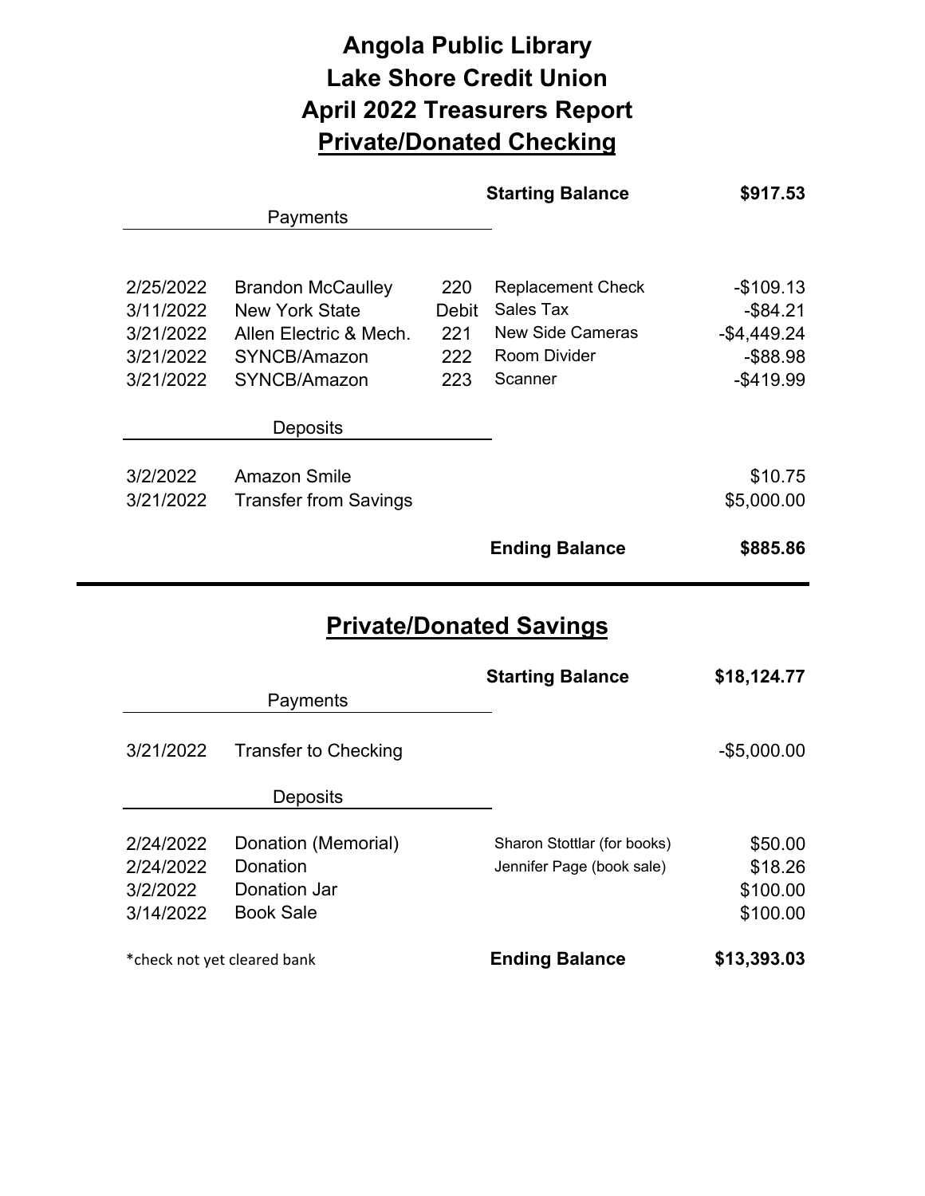# Angola Public Library
# Lake Shore Credit Union
# April 2022 Treasurers Report
## Private/Donated Checking

| | | | | |
|---|---|---|---|---|
| | | | **Starting Balance** | **$917.53** |
| **Payments** | | | | |
| 2/25/2022 | Brandon McCaulley | 220 | Replacement Check | -$109.13 |
| 3/11/2022 | New York State | Debit | Sales Tax | -$84.21 |
| 3/21/2022 | Allen Electric & Mech. | 221 | New Side Cameras | -$4,449.24 |
| 3/21/2022 | SYNCB/Amazon | 222 | Room Divider | -$88.98 |
| 3/21/2022 | SYNCB/Amazon | 223 | Scanner | -$419.99 |
| **Deposits** | | | | |
| 3/2/2022 | Amazon Smile | | | $10.75 |
| 3/21/2022 | Transfer from Savings | | | $5,000.00 |
| | | | **Ending Balance** | **$885.86** |

## Private/Donated Savings

| | | | |
|---|---|---|---|
| | | **Starting Balance** | **$18,124.77** |
| **Payments** | | | |
| 3/21/2022 | Transfer to Checking | | -$5,000.00 |
| **Deposits** | | | |
| 2/24/2022 | Donation (Memorial) | Sharon Stottlar (for books) | $50.00 |
| 2/24/2022 | Donation | Jennifer Page (book sale) | $18.26 |
| 3/2/2022 | Donation Jar | | $100.00 |
| 3/14/2022 | Book Sale | | $100.00 |
| *check not yet cleared bank | | **Ending Balance** | **$13,393.03** |